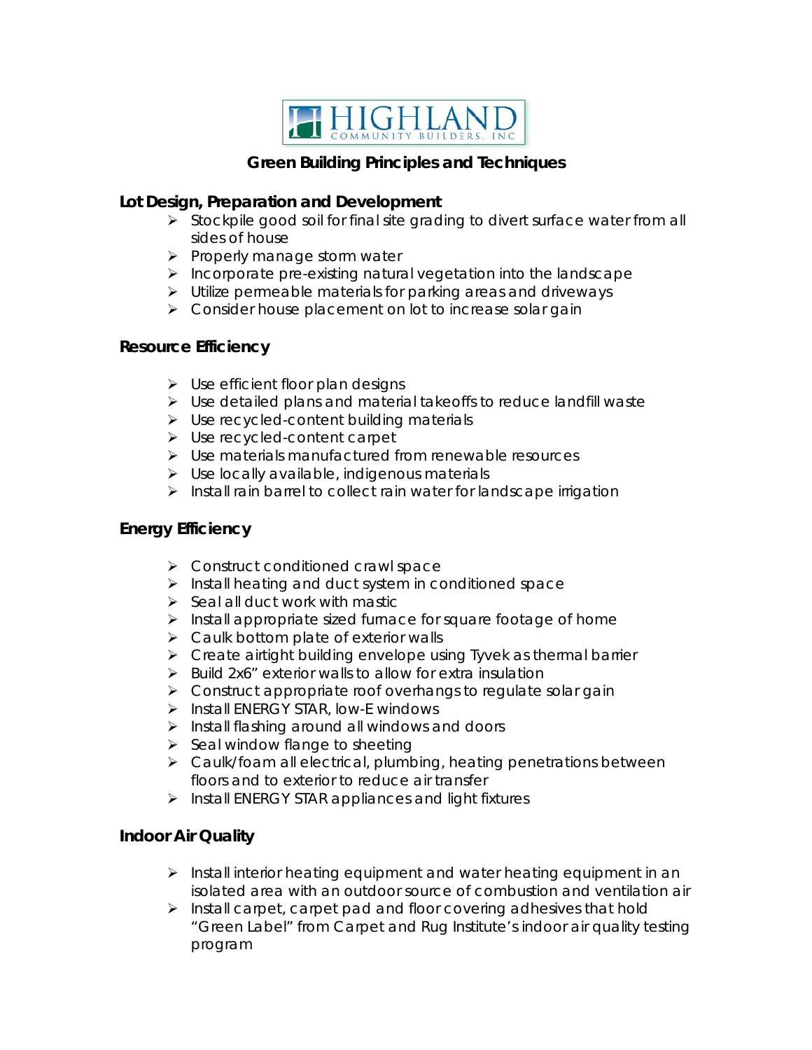HIGHLAND
COMMUNITY BUILDERS, INC

## Green Building Principles and Techniques

### Lot Design, Preparation and Development

- Stockpile good soil for final site grading to divert surface water from all sides of house
- Properly manage storm water
- Incorporate pre-existing natural vegetation into the landscape
- Utilize permeable materials for parking areas and driveways
- Consider house placement on lot to increase solar gain

### Resource Efficiency

- Use efficient floor plan designs
- Use detailed plans and material takeoffs to reduce landfill waste
- Use recycled-content building materials
- Use recycled-content carpet
- Use materials manufactured from renewable resources
- Use locally available, indigenous materials
- Install rain barrel to collect rain water for landscape irrigation

### Energy Efficiency

- Construct conditioned crawl space
- Install heating and duct system in conditioned space
- Seal all duct work with mastic
- Install appropriate sized furnace for square footage of home
- Caulk bottom plate of exterior walls
- Create airtight building envelope using Tyvek as thermal barrier
- Build 2x6" exterior walls to allow for extra insulation
- Construct appropriate roof overhangs to regulate solar gain
- Install ENERGY STAR, low-E windows
- Install flashing around all windows and doors
- Seal window flange to sheeting
- Caulk/foam all electrical, plumbing, heating penetrations between floors and to exterior to reduce air transfer
- Install ENERGY STAR appliances and light fixtures

### Indoor Air Quality

- Install interior heating equipment and water heating equipment in an isolated area with an outdoor source of combustion and ventilation air
- Install carpet, carpet pad and floor covering adhesives that hold "Green Label" from Carpet and Rug Institute's indoor air quality testing program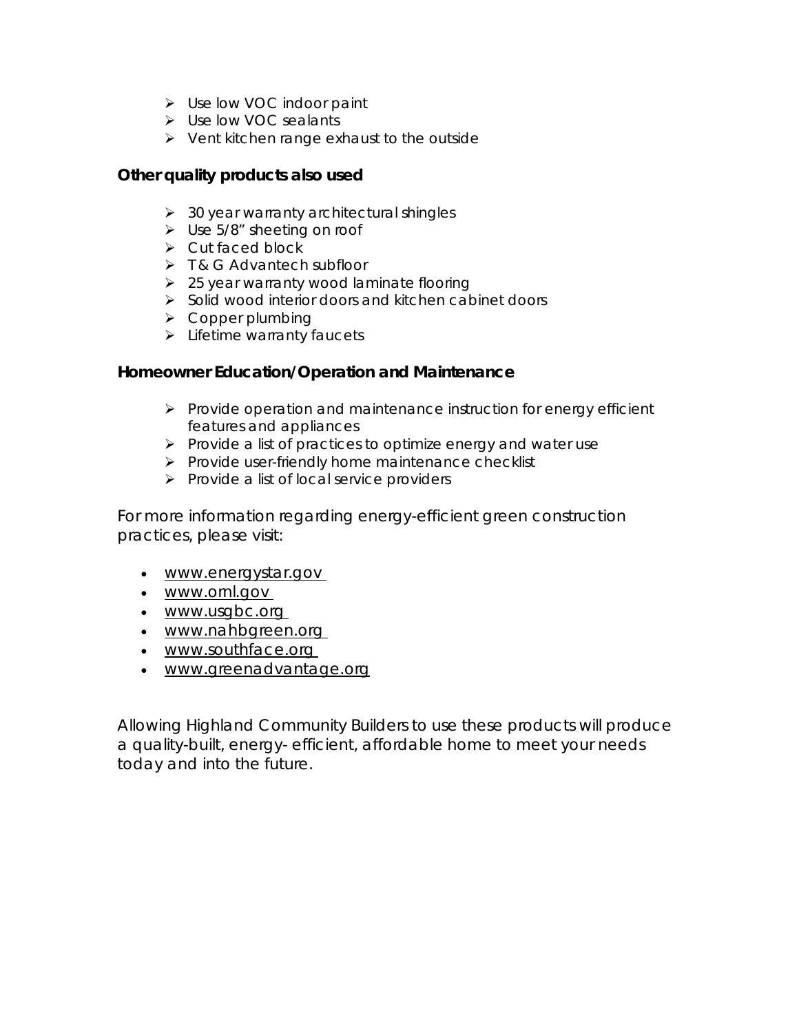- Use low VOC indoor paint
- Use low VOC sealants
- Vent kitchen range exhaust to the outside

**Other quality products also used**

- 30 year warranty architectural shingles
- Use 5/8" sheeting on roof
- Cut faced block
- T& G Advantech subfloor
- 25 year warranty wood laminate flooring
- Solid wood interior doors and kitchen cabinet doors
- Copper plumbing
- Lifetime warranty faucets

**Homeowner Education/Operation and Maintenance**

- Provide operation and maintenance instruction for energy efficient features and appliances
- Provide a list of practices to optimize energy and water use
- Provide user-friendly home maintenance checklist
- Provide a list of local service providers

For more information regarding energy-efficient green construction practices, please visit:

- www.energystar.gov
- www.ornl.gov
- www.usgbc.org
- www.nahbgreen.org
- www.southface.org
- www.greenadvantage.org

Allowing Highland Community Builders to use these products will produce a quality-built, energy- efficient, affordable home to meet your needs today and into the future.